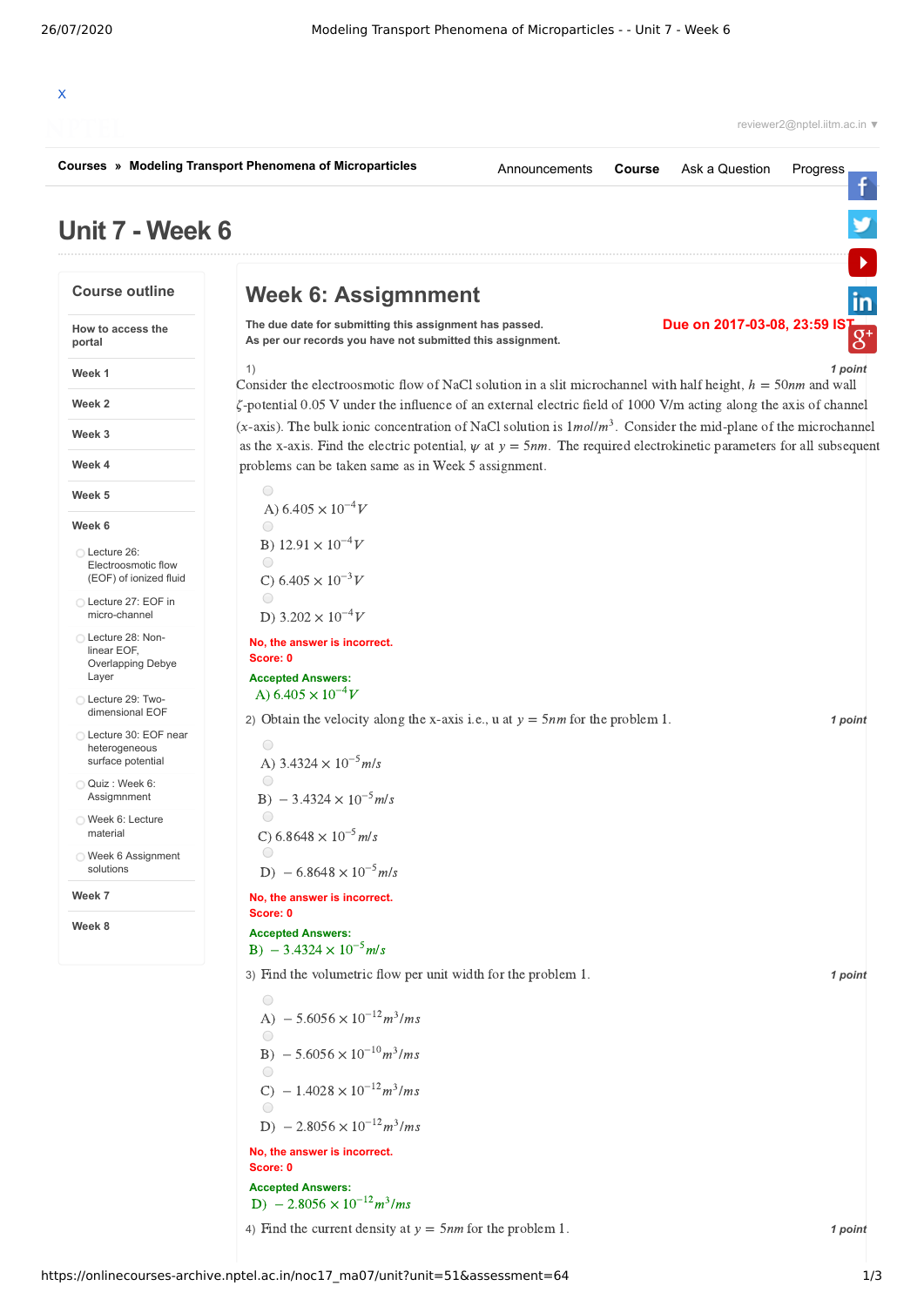X

reviewer2@nptel.iitm.ac.in ▼

**Courses** » **Modeling Transport Phenomena of Microparticles**

Announcements | **Course** | Ask a Question | Progress

# Unit 7 - Week 6

## Course outline

- How to access the portal
- Week 1
- Week 2
- Week 3
- Week 4
- Week 5
- Week 6
  - Lecture 26: Electroosmotic flow (EOF) of ionized fluid
  - Lecture 27: EOF in micro-channel
  - Lecture 28: Non-linear EOF, Overlapping Debye Layer
  - Lecture 29: Two-dimensional EOF
  - Lecture 30: EOF near heterogeneous surface potential
  - Quiz : Week 6: Assignment
  - Week 6: Lecture material
  - Week 6 Assignment solutions
- Week 7
- Week 8

## Week 6: Assignment

**The due date for submitting this assignment has passed.**
**As per our records you have not submitted this assignment.**

**Due on 2017-03-08, 23:59 IST.**

1) Consider the electroosmotic flow of NaCl solution in a slit microchannel with half height, $h = 50nm$ and wall $\zeta$-potential 0.05 V under the influence of an external electric field of 1000 V/m acting along the axis of channel ($x$-axis). The bulk ionic concentration of NaCl solution is $1 mol/m^3$. Consider the mid-plane of the microchannel as the x-axis. Find the electric potential, $\psi$ at $y = 5nm$. The required electrokinetic parameters for all subsequent problems can be taken same as in Week 5 assignment. *1 point*

A) $6.405 \times 10^{-4} V$

B) $12.91 \times 10^{-4} V$

C) $6.405 \times 10^{-3} V$

D) $3.202 \times 10^{-4} V$

No, the answer is incorrect.
Score: 0

Accepted Answers:
A) $6.405 \times 10^{-4} V$

2) Obtain the velocity along the x-axis i.e., u at $y = 5nm$ for the problem 1. *1 point*

A) $3.4324 \times 10^{-5} m/s$

B) $-3.4324 \times 10^{-5} m/s$

C) $6.8648 \times 10^{-5} m/s$

D) $-6.8648 \times 10^{-5} m/s$

No, the answer is incorrect.
Score: 0

Accepted Answers:
B) $-3.4324 \times 10^{-5} m/s$

3) Find the volumetric flow per unit width for the problem 1. *1 point*

A) $-5.6056 \times 10^{-12} m^3/ms$

B) $-5.6056 \times 10^{-10} m^3/ms$

C) $-1.4028 \times 10^{-12} m^3/ms$

D) $-2.8056 \times 10^{-12} m^3/ms$

No, the answer is incorrect.
Score: 0

Accepted Answers:
D) $-2.8056 \times 10^{-12} m^3/ms$

4) Find the current density at $y = 5nm$ for the problem 1. *1 point*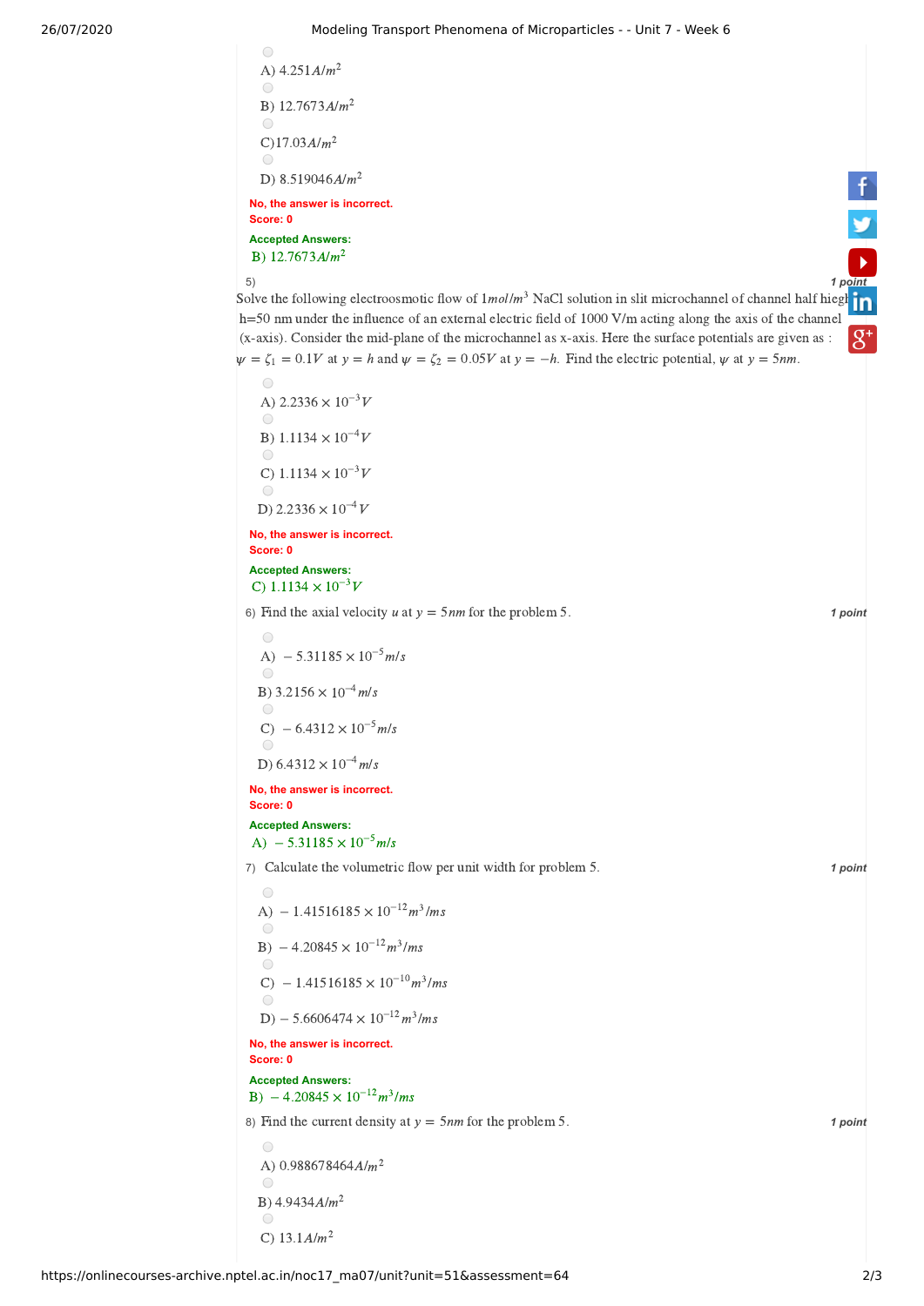A) $4.251 A/m^2$

B) $12.7673 A/m^2$

C) $17.03 A/m^2$

D) $8.519046 A/m^2$

**No, the answer is incorrect.**
**Score: 0**

**Accepted Answers:**
B) $12.7673 A/m^2$

5) Solve the following electroosmotic flow of $1 mol/m^3$ NaCl solution in slit microchannel of channel half hieght h=50 nm under the influence of an external electric field of 1000 V/m acting along the axis of the channel (x-axis). Consider the mid-plane of the microchannel as x-axis. Here the surface potentials are given as : $\psi = \zeta_1 = 0.1V$ at $y = h$ and $\psi = \zeta_2 = 0.05V$ at $y = -h$. Find the electric potential, $\psi$ at $y = 5nm$.

*1 point*

A) $2.2336 \times 10^{-3} V$

B) $1.1134 \times 10^{-4} V$

C) $1.1134 \times 10^{-3} V$

D) $2.2336 \times 10^{-4} V$

**No, the answer is incorrect.**
**Score: 0**

**Accepted Answers:**
C) $1.1134 \times 10^{-3} V$

6) Find the axial velocity $u$ at $y = 5nm$ for the problem 5.

*1 point*

A) $-5.31185 \times 10^{-5} m/s$

B) $3.2156 \times 10^{-4} m/s$

C) $-6.4312 \times 10^{-5} m/s$

D) $6.4312 \times 10^{-4} m/s$

**No, the answer is incorrect.**
**Score: 0**

**Accepted Answers:**
A) $-5.31185 \times 10^{-5} m/s$

7) Calculate the volumetric flow per unit width for problem 5.

*1 point*

A) $-1.41516185 \times 10^{-12} m^3/ms$

B) $-4.20845 \times 10^{-12} m^3/ms$

C) $-1.41516185 \times 10^{-10} m^3/ms$

D) $-5.6606474 \times 10^{-12} m^3/ms$

**No, the answer is incorrect.**
**Score: 0**

**Accepted Answers:**
B) $-4.20845 \times 10^{-12} m^3/ms$

8) Find the current density at $y = 5nm$ for the problem 5.

*1 point*

A) $0.988678464 A/m^2$

B) $4.9434 A/m^2$

C) $13.1 A/m^2$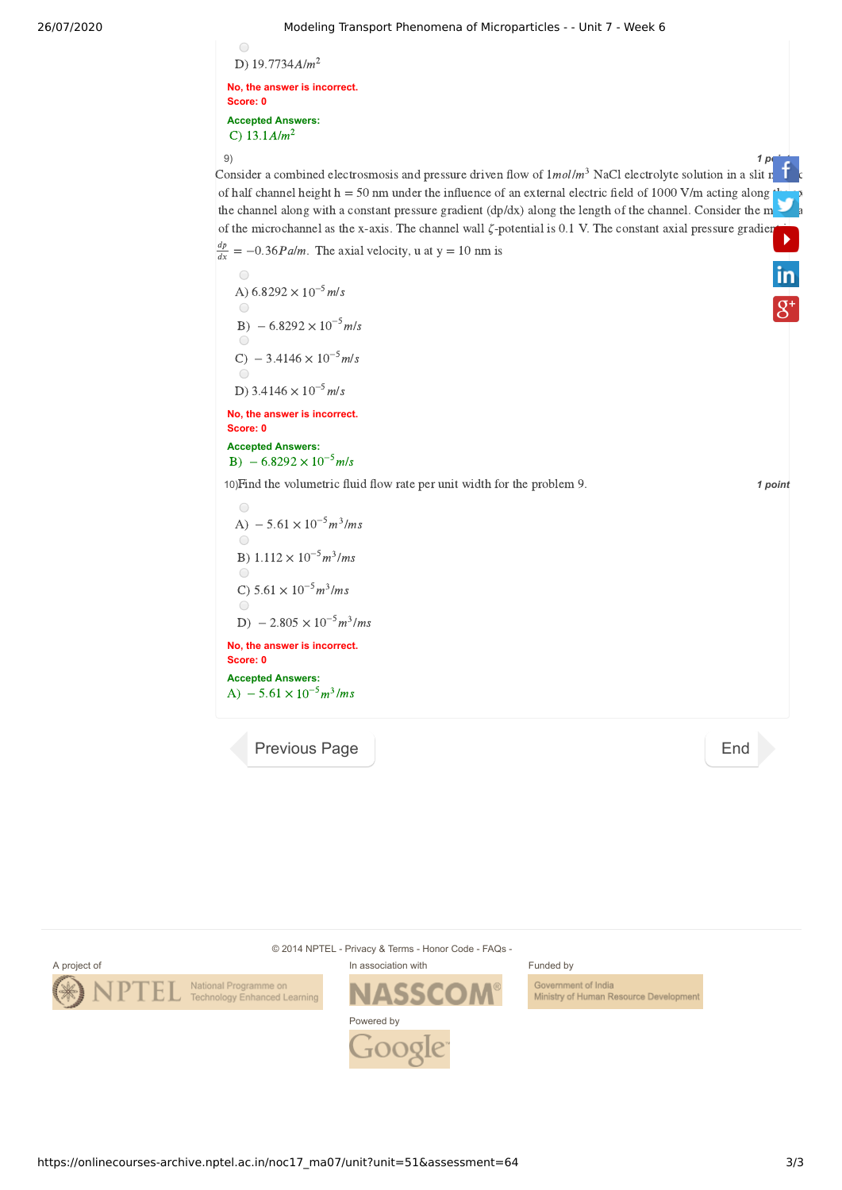D) $19.7734 A/m^2$

No, the answer is incorrect.
Score: 0

Accepted Answers:
C) $13.1 A/m^2$

9) **1 point**

Consider a combined electrosmosis and pressure driven flow of $1 mol/m^3$ NaCl electrolyte solution in a slit microchannel of half channel height h = 50 nm under the influence of an external electric field of 1000 V/m acting along the axis of the channel along with a constant pressure gradient (dp/dx) along the length of the channel. Consider the mid-plane axis of the microchannel as the x-axis. The channel wall $\zeta$-potential is 0.1 V. The constant axial pressure gradient is $\frac{dp}{dx} = -0.36 Pa/m$. The axial velocity, u at y = 10 nm is

A) $6.8292 \times 10^{-5} m/s$

B) $-6.8292 \times 10^{-5} m/s$

C) $-3.4146 \times 10^{-5} m/s$

D) $3.4146 \times 10^{-5} m/s$

No, the answer is incorrect.
Score: 0

Accepted Answers:
B) $-6.8292 \times 10^{-5} m/s$

10) Find the volumetric fluid flow rate per unit width for the problem 9. **1 point**

A) $-5.61 \times 10^{-5} m^3/ms$

B) $1.112 \times 10^{-5} m^3/ms$

C) $5.61 \times 10^{-5} m^3/ms$

D) $-2.805 \times 10^{-5} m^3/ms$

No, the answer is incorrect.
Score: 0

Accepted Answers:
A) $-5.61 \times 10^{-5} m^3/ms$

Previous Page | End

© 2014 NPTEL - Privacy & Terms - Honor Code - FAQs -

A project of NPTEL National Programme on Technology Enhanced Learning

In association with NASSCOM

Funded by Government of India Ministry of Human Resource Development

Powered by Google